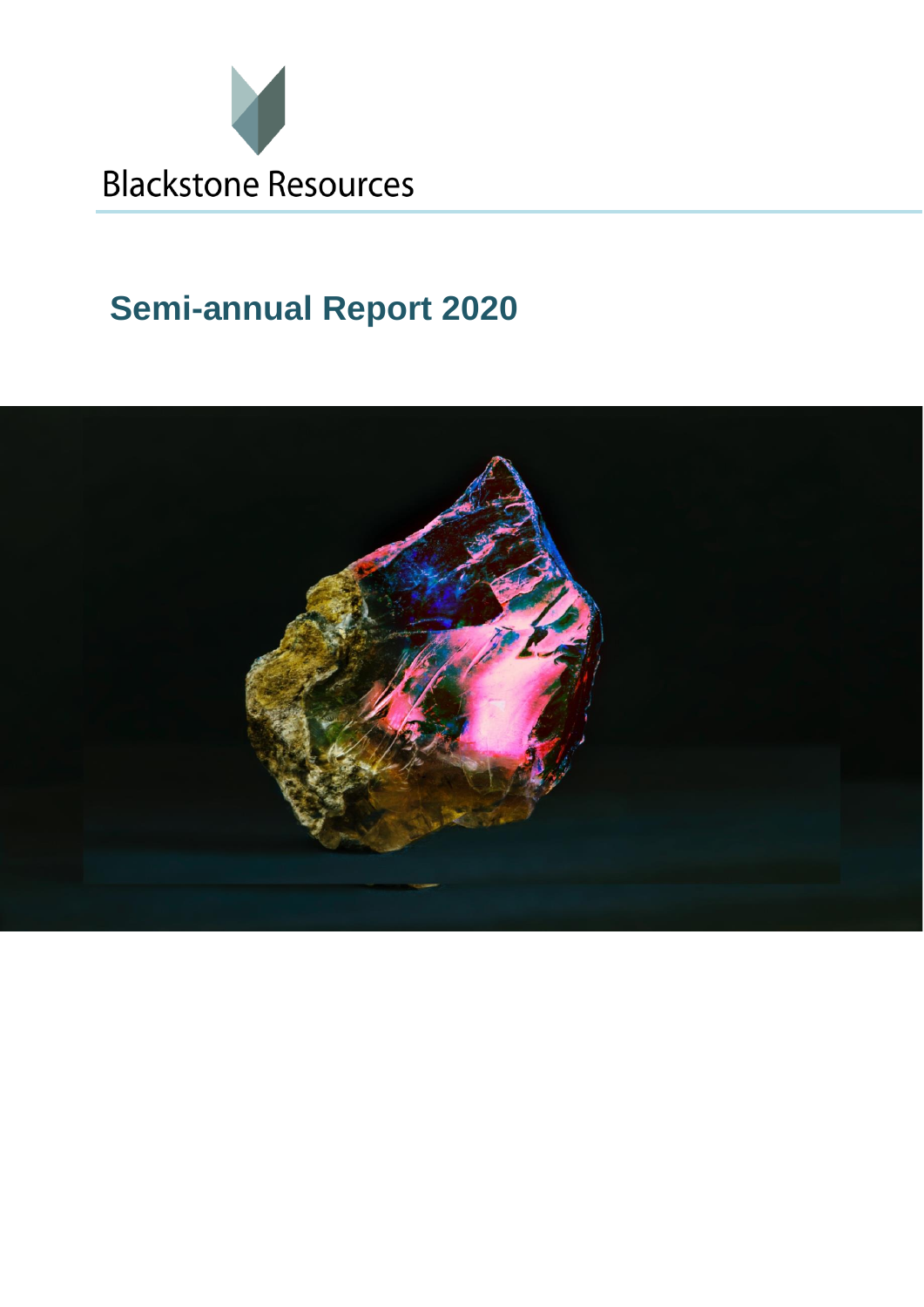Blackstone Resources

# Semi-annual Report 2020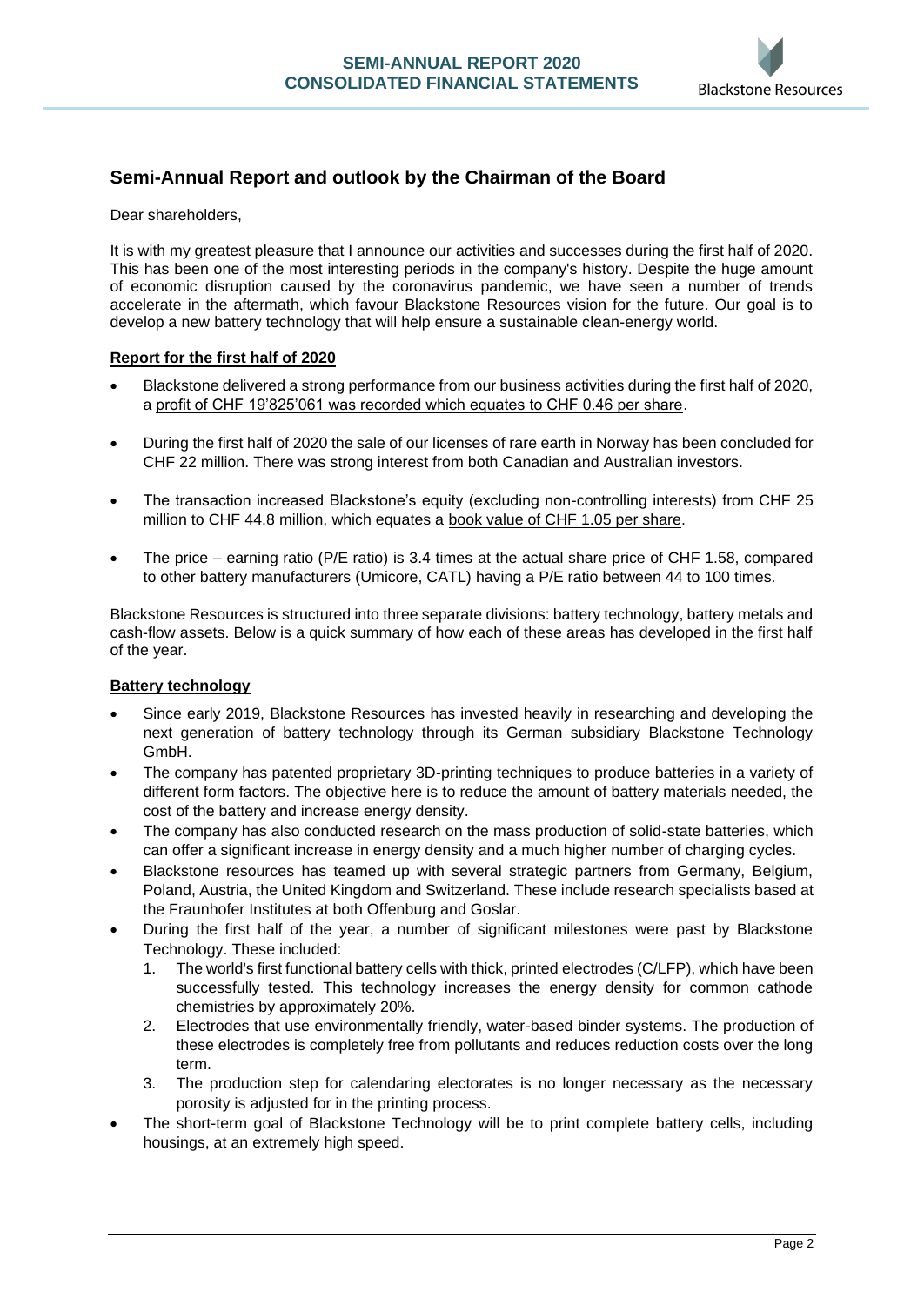## Semi-Annual Report and outlook by the Chairman of the Board

Dear shareholders,

It is with my greatest pleasure that I announce our activities and successes during the first half of 2020. This has been one of the most interesting periods in the company's history. Despite the huge amount of economic disruption caused by the coronavirus pandemic, we have seen a number of trends accelerate in the aftermath, which favour Blackstone Resources vision for the future. Our goal is to develop a new battery technology that will help ensure a sustainable clean-energy world.

### Report for the first half of 2020

- Blackstone delivered a strong performance from our business activities during the first half of 2020, a profit of CHF 19'825'061 was recorded which equates to CHF 0.46 per share.
- During the first half of 2020 the sale of our licenses of rare earth in Norway has been concluded for CHF 22 million. There was strong interest from both Canadian and Australian investors.
- The transaction increased Blackstone's equity (excluding non-controlling interests) from CHF 25 million to CHF 44.8 million, which equates a book value of CHF 1.05 per share.
- The price – earning ratio (P/E ratio) is 3.4 times at the actual share price of CHF 1.58, compared to other battery manufacturers (Umicore, CATL) having a P/E ratio between 44 to 100 times.

Blackstone Resources is structured into three separate divisions: battery technology, battery metals and cash-flow assets. Below is a quick summary of how each of these areas has developed in the first half of the year.

### Battery technology

- Since early 2019, Blackstone Resources has invested heavily in researching and developing the next generation of battery technology through its German subsidiary Blackstone Technology GmbH.
- The company has patented proprietary 3D-printing techniques to produce batteries in a variety of different form factors. The objective here is to reduce the amount of battery materials needed, the cost of the battery and increase energy density.
- The company has also conducted research on the mass production of solid-state batteries, which can offer a significant increase in energy density and a much higher number of charging cycles.
- Blackstone resources has teamed up with several strategic partners from Germany, Belgium, Poland, Austria, the United Kingdom and Switzerland. These include research specialists based at the Fraunhofer Institutes at both Offenburg and Goslar.
- During the first half of the year, a number of significant milestones were past by Blackstone Technology. These included:
  1. The world's first functional battery cells with thick, printed electrodes (C/LFP), which have been successfully tested. This technology increases the energy density for common cathode chemistries by approximately 20%.
  2. Electrodes that use environmentally friendly, water-based binder systems. The production of these electrodes is completely free from pollutants and reduces reduction costs over the long term.
  3. The production step for calendaring electorates is no longer necessary as the necessary porosity is adjusted for in the printing process.
- The short-term goal of Blackstone Technology will be to print complete battery cells, including housings, at an extremely high speed.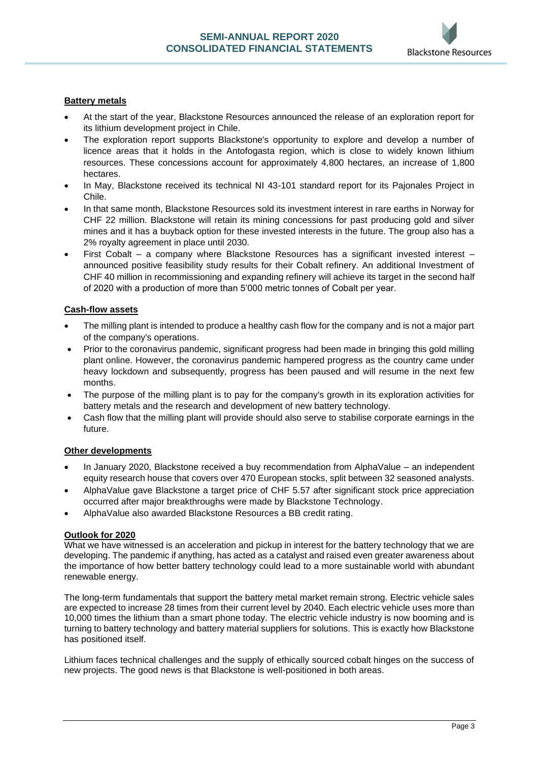### Battery metals

- At the start of the year, Blackstone Resources announced the release of an exploration report for its lithium development project in Chile.
- The exploration report supports Blackstone's opportunity to explore and develop a number of licence areas that it holds in the Antofogasta region, which is close to widely known lithium resources. These concessions account for approximately 4,800 hectares, an increase of 1,800 hectares.
- In May, Blackstone received its technical NI 43-101 standard report for its Pajonales Project in Chile.
- In that same month, Blackstone Resources sold its investment interest in rare earths in Norway for CHF 22 million. Blackstone will retain its mining concessions for past producing gold and silver mines and it has a buyback option for these invested interests in the future. The group also has a 2% royalty agreement in place until 2030.
- First Cobalt – a company where Blackstone Resources has a significant invested interest – announced positive feasibility study results for their Cobalt refinery. An additional Investment of CHF 40 million in recommissioning and expanding refinery will achieve its target in the second half of 2020 with a production of more than 5'000 metric tonnes of Cobalt per year.

### Cash-flow assets

- The milling plant is intended to produce a healthy cash flow for the company and is not a major part of the company's operations.
- Prior to the coronavirus pandemic, significant progress had been made in bringing this gold milling plant online. However, the coronavirus pandemic hampered progress as the country came under heavy lockdown and subsequently, progress has been paused and will resume in the next few months.
- The purpose of the milling plant is to pay for the company's growth in its exploration activities for battery metals and the research and development of new battery technology.
- Cash flow that the milling plant will provide should also serve to stabilise corporate earnings in the future.

### Other developments

- In January 2020, Blackstone received a buy recommendation from AlphaValue – an independent equity research house that covers over 470 European stocks, split between 32 seasoned analysts.
- AlphaValue gave Blackstone a target price of CHF 5.57 after significant stock price appreciation occurred after major breakthroughs were made by Blackstone Technology.
- AlphaValue also awarded Blackstone Resources a BB credit rating.

### Outlook for 2020

What we have witnessed is an acceleration and pickup in interest for the battery technology that we are developing. The pandemic if anything, has acted as a catalyst and raised even greater awareness about the importance of how better battery technology could lead to a more sustainable world with abundant renewable energy.

The long-term fundamentals that support the battery metal market remain strong. Electric vehicle sales are expected to increase 28 times from their current level by 2040. Each electric vehicle uses more than 10,000 times the lithium than a smart phone today. The electric vehicle industry is now booming and is turning to battery technology and battery material suppliers for solutions. This is exactly how Blackstone has positioned itself.

Lithium faces technical challenges and the supply of ethically sourced cobalt hinges on the success of new projects. The good news is that Blackstone is well-positioned in both areas.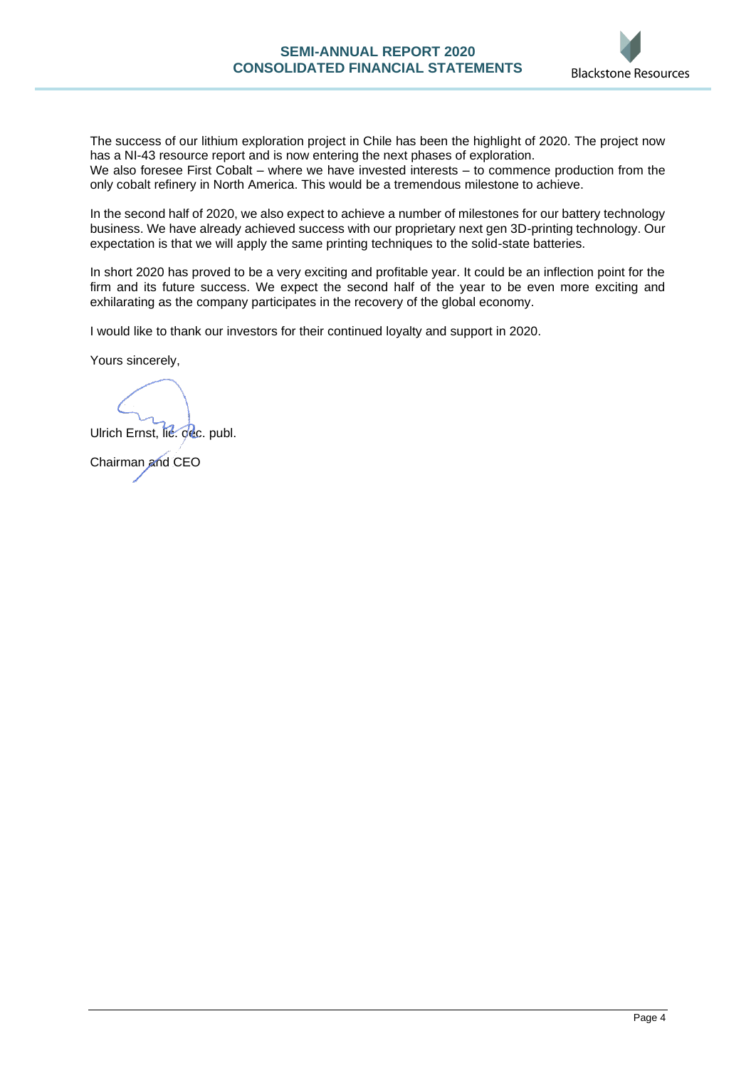The success of our lithium exploration project in Chile has been the highlight of 2020. The project now has a NI-43 resource report and is now entering the next phases of exploration.
We also foresee First Cobalt – where we have invested interests – to commence production from the only cobalt refinery in North America. This would be a tremendous milestone to achieve.

In the second half of 2020, we also expect to achieve a number of milestones for our battery technology business. We have already achieved success with our proprietary next gen 3D-printing technology. Our expectation is that we will apply the same printing techniques to the solid-state batteries.

In short 2020 has proved to be a very exciting and profitable year. It could be an inflection point for the firm and its future success. We expect the second half of the year to be even more exciting and exhilarating as the company participates in the recovery of the global economy.

I would like to thank our investors for their continued loyalty and support in 2020.

Yours sincerely,

Ulrich Ernst, lic. oec. publ.

Chairman and CEO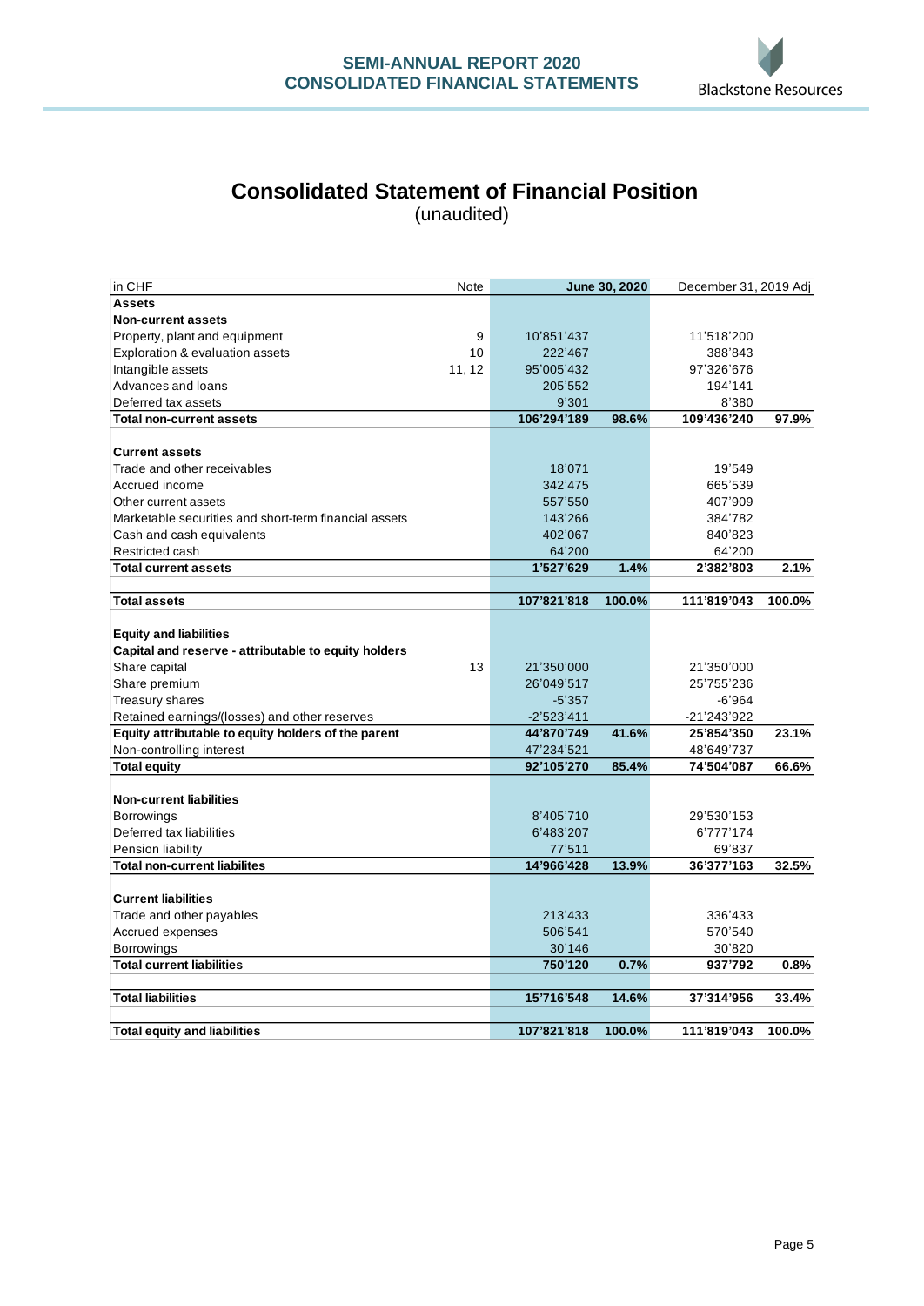# Consolidated Statement of Financial Position

(unaudited)

| in CHF | Note | June 30, 2020 | | December 31, 2019 Adj | |
|---|---|---|---|---|---|
| **Assets** | | | | | |
| **Non-current assets** | | | | | |
| Property, plant and equipment | 9 | 10'851'437 | | 11'518'200 | |
| Exploration & evaluation assets | 10 | 222'467 | | 388'843 | |
| Intangible assets | 11, 12 | 95'005'432 | | 97'326'676 | |
| Advances and loans | | 205'552 | | 194'141 | |
| Deferred tax assets | | 9'301 | | 8'380 | |
| **Total non-current assets** | | **106'294'189** | **98.6%** | **109'436'240** | **97.9%** |
| | | | | | |
| **Current assets** | | | | | |
| Trade and other receivables | | 18'071 | | 19'549 | |
| Accrued income | | 342'475 | | 665'539 | |
| Other current assets | | 557'550 | | 407'909 | |
| Marketable securities and short-term financial assets | | 143'266 | | 384'782 | |
| Cash and cash equivalents | | 402'067 | | 840'823 | |
| Restricted cash | | 64'200 | | 64'200 | |
| **Total current assets** | | **1'527'629** | **1.4%** | **2'382'803** | **2.1%** |
| | | | | | |
| **Total assets** | | **107'821'818** | **100.0%** | **111'819'043** | **100.0%** |
| | | | | | |
| **Equity and liabilities** | | | | | |
| **Capital and reserve - attributable to equity holders** | | | | | |
| Share capital | 13 | 21'350'000 | | 21'350'000 | |
| Share premium | | 26'049'517 | | 25'755'236 | |
| Treasury shares | | -5'357 | | -6'964 | |
| Retained earnings/(losses) and other reserves | | -2'523'411 | | -21'243'922 | |
| **Equity attributable to equity holders of the parent** | | **44'870'749** | **41.6%** | **25'854'350** | **23.1%** |
| Non-controlling interest | | 47'234'521 | | 48'649'737 | |
| **Total equity** | | **92'105'270** | **85.4%** | **74'504'087** | **66.6%** |
| | | | | | |
| **Non-current liabilities** | | | | | |
| Borrowings | | 8'405'710 | | 29'530'153 | |
| Deferred tax liabilities | | 6'483'207 | | 6'777'174 | |
| Pension liability | | 77'511 | | 69'837 | |
| **Total non-current liabilites** | | **14'966'428** | **13.9%** | **36'377'163** | **32.5%** |
| | | | | | |
| **Current liabilities** | | | | | |
| Trade and other payables | | 213'433 | | 336'433 | |
| Accrued expenses | | 506'541 | | 570'540 | |
| Borrowings | | 30'146 | | 30'820 | |
| **Total current liabilities** | | **750'120** | **0.7%** | **937'792** | **0.8%** |
| | | | | | |
| **Total liabilities** | | **15'716'548** | **14.6%** | **37'314'956** | **33.4%** |
| | | | | | |
| **Total equity and liabilities** | | **107'821'818** | **100.0%** | **111'819'043** | **100.0%** |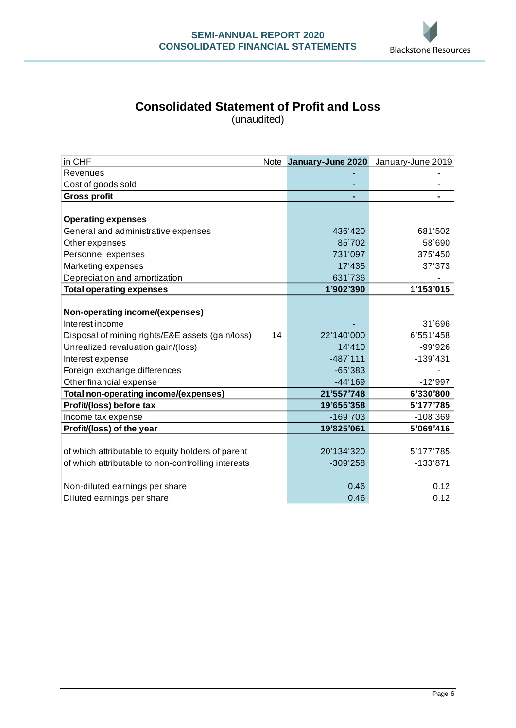# Consolidated Statement of Profit and Loss

(unaudited)

| in CHF | Note | **January-June 2020** | January-June 2019 |
|---|---|---|---|
| Revenues | | - | - |
| Cost of goods sold | | - | - |
| **Gross profit** | | **-** | **-** |
| | | | |
| **Operating expenses** | | | |
| General and administrative expenses | | 436'420 | 681'502 |
| Other expenses | | 85'702 | 58'690 |
| Personnel expenses | | 731'097 | 375'450 |
| Marketing expenses | | 17'435 | 37'373 |
| Depreciation and amortization | | 631'736 | - |
| **Total operating expenses** | | **1'902'390** | **1'153'015** |
| | | | |
| **Non-operating income/(expenses)** | | | |
| Interest income | | - | 31'696 |
| Disposal of mining rights/E&E assets (gain/loss) | 14 | 22'140'000 | 6'551'458 |
| Unrealized revaluation gain/(loss) | | 14'410 | -99'926 |
| Interest expense | | -487'111 | -139'431 |
| Foreign exchange differences | | -65'383 | - |
| Other financial expense | | -44'169 | -12'997 |
| **Total non-operating income/(expenses)** | | **21'557'748** | **6'330'800** |
| **Profit/(loss) before tax** | | **19'655'358** | **5'177'785** |
| Income tax expense | | -169'703 | -108'369 |
| **Profit/(loss) of the year** | | **19'825'061** | **5'069'416** |
| | | | |
| of which attributable to equity holders of parent | | 20'134'320 | 5'177'785 |
| of which attributable to non-controlling interests | | -309'258 | -133'871 |
| | | | |
| Non-diluted earnings per share | | 0.46 | 0.12 |
| Diluted earnings per share | | 0.46 | 0.12 |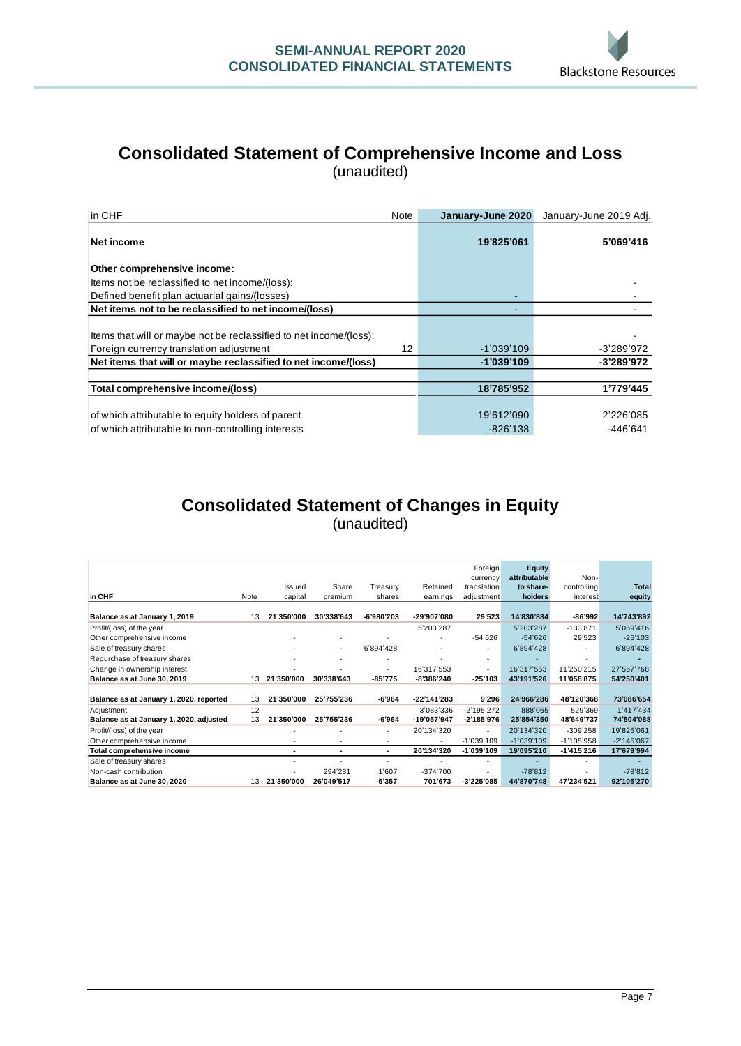# Consolidated Statement of Comprehensive Income and Loss

(unaudited)

| in CHF | Note | January-June 2020 | January-June 2019 Adj. |
|---|---|---|---|
| **Net income** | | **19'825'061** | **5'069'416** |
| **Other comprehensive income:** | | | |
| Items not be reclassified to net income/(loss): | | | - |
| Defined benefit plan actuarial gains/(losses) | | - | - |
| **Net items not to be reclassified to net income/(loss)** | | - | - |
| Items that will or maybe not be reclassified to net income/(loss): | | | - |
| Foreign currency translation adjustment | 12 | -1'039'109 | -3'289'972 |
| **Net items that will or maybe reclassified to net income/(loss)** | | **-1'039'109** | **-3'289'972** |
| **Total comprehensive income/(loss)** | | **18'785'952** | **1'779'445** |
| of which attributable to equity holders of parent | | 19'612'090 | 2'226'085 |
| of which attributable to non-controlling interests | | -826'138 | -446'641 |

# Consolidated Statement of Changes in Equity

(unaudited)

| in CHF | Note | Issued capital | Share premium | Treasury shares | Retained earnings | Foreign currency translation adjustment | Equity attributable to share-holders | Non-controlling interest | Total equity |
|---|---|---|---|---|---|---|---|---|---|
| **Balance as at January 1, 2019** | 13 | **21'350'000** | **30'338'643** | **-6'980'203** | **-29'907'080** | **29'523** | **14'830'884** | **-86'992** | **14'743'892** |
| Profit/(loss) of the year | | | | | 5'203'287 | | 5'203'287 | -133'871 | 5'069'416 |
| Other comprehensive income | | - | - | - | - | -54'626 | -54'626 | 29'523 | -25'103 |
| Sale of treasury shares | | - | - | 6'894'428 | - | - | 6'894'428 | - | 6'894'428 |
| Repurchase of treasury shares | | - | - | - | - | - | - | - | - |
| Change in ownership interest | | - | - | - | 16'317'553 | - | 16'317'553 | 11'250'215 | 27'567'768 |
| **Balance as at June 30, 2019** | 13 | **21'350'000** | **30'338'643** | **-85'775** | **-8'386'240** | **-25'103** | **43'191'526** | **11'058'875** | **54'250'401** |
| **Balance as at January 1, 2020, reported** | 13 | **21'350'000** | **25'755'236** | **-6'964** | **-22'141'283** | **9'296** | **24'966'286** | **48'120'368** | **73'086'654** |
| Adjustment | 12 | | | | 3'083'336 | -2'195'272 | 888'065 | 529'369 | 1'417'434 |
| **Balance as at January 1, 2020, adjusted** | 13 | **21'350'000** | **25'755'236** | **-6'964** | **-19'057'947** | **-2'185'976** | **25'854'350** | **48'649'737** | **74'504'088** |
| Profit/(loss) of the year | | - | - | - | 20'134'320 | - | 20'134'320 | -309'258 | 19'825'061 |
| Other comprehensive income | | - | - | - | - | -1'039'109 | -1'039'109 | -1'105'958 | -2'145'067 |
| **Total comprehensive income** | | - | - | - | **20'134'320** | **-1'039'109** | **19'095'210** | **-1'415'216** | **17'679'994** |
| Sale of treasury shares | | - | - | - | - | - | - | - | - |
| Non-cash contribution | | - | 294'281 | 1'607 | -374'700 | - | -78'812 | - | -78'812 |
| **Balance as at June 30, 2020** | 13 | **21'350'000** | **26'049'517** | **-5'357** | **701'673** | **-3'225'085** | **44'870'748** | **47'234'521** | **92'105'270** |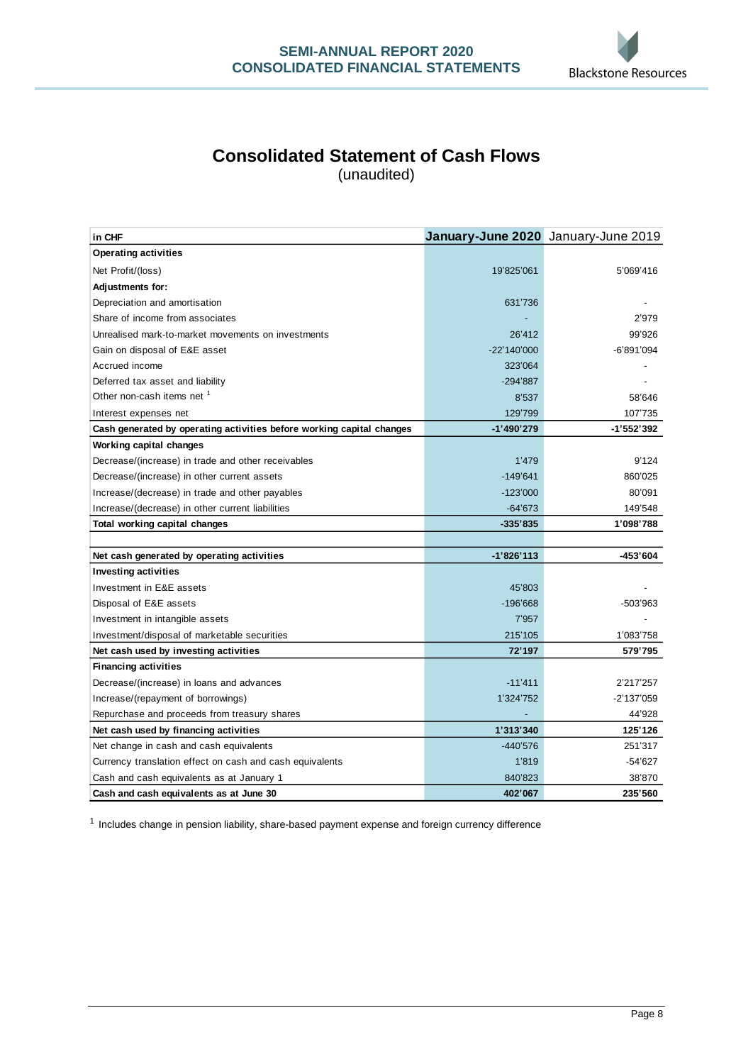# Consolidated Statement of Cash Flows

(unaudited)

| in CHF | January-June 2020 | January-June 2019 |
|---|---|---|
| **Operating activities** | | |
| Net Profit/(loss) | 19'825'061 | 5'069'416 |
| **Adjustments for:** | | |
| Depreciation and amortisation | 631'736 | - |
| Share of income from associates | - | 2'979 |
| Unrealised mark-to-market movements on investments | 26'412 | 99'926 |
| Gain on disposal of E&E asset | -22'140'000 | -6'891'094 |
| Accrued income | 323'064 | - |
| Deferred tax asset and liability | -294'887 | - |
| Other non-cash items net [1] | 8'537 | 58'646 |
| Interest expenses net | 129'799 | 107'735 |
| **Cash generated by operating activities before working capital changes** | **-1'490'279** | **-1'552'392** |
| **Working capital changes** | | |
| Decrease/(increase) in trade and other receivables | 1'479 | 9'124 |
| Decrease/(increase) in other current assets | -149'641 | 860'025 |
| Increase/(decrease) in trade and other payables | -123'000 | 80'091 |
| Increase/(decrease) in other current liabilities | -64'673 | 149'548 |
| **Total working capital changes** | **-335'835** | **1'098'788** |
| | | |
| **Net cash generated by operating activities** | **-1'826'113** | **-453'604** |
| **Investing activities** | | |
| Investment in E&E assets | 45'803 | - |
| Disposal of E&E assets | -196'668 | -503'963 |
| Investment in intangible assets | 7'957 | - |
| Investment/disposal of marketable securities | 215'105 | 1'083'758 |
| **Net cash used by investing activities** | **72'197** | **579'795** |
| **Financing activities** | | |
| Decrease/(increase) in loans and advances | -11'411 | 2'217'257 |
| Increase/(repayment of borrowings) | 1'324'752 | -2'137'059 |
| Repurchase and proceeds from treasury shares | - | 44'928 |
| **Net cash used by financing activities** | **1'313'340** | **125'126** |
| Net change in cash and cash equivalents | -440'576 | 251'317 |
| Currency translation effect on cash and cash equivalents | 1'819 | -54'627 |
| Cash and cash equivalents as at January 1 | 840'823 | 38'870 |
| **Cash and cash equivalents as at June 30** | **402'067** | **235'560** |

[1] Includes change in pension liability, share-based payment expense and foreign currency difference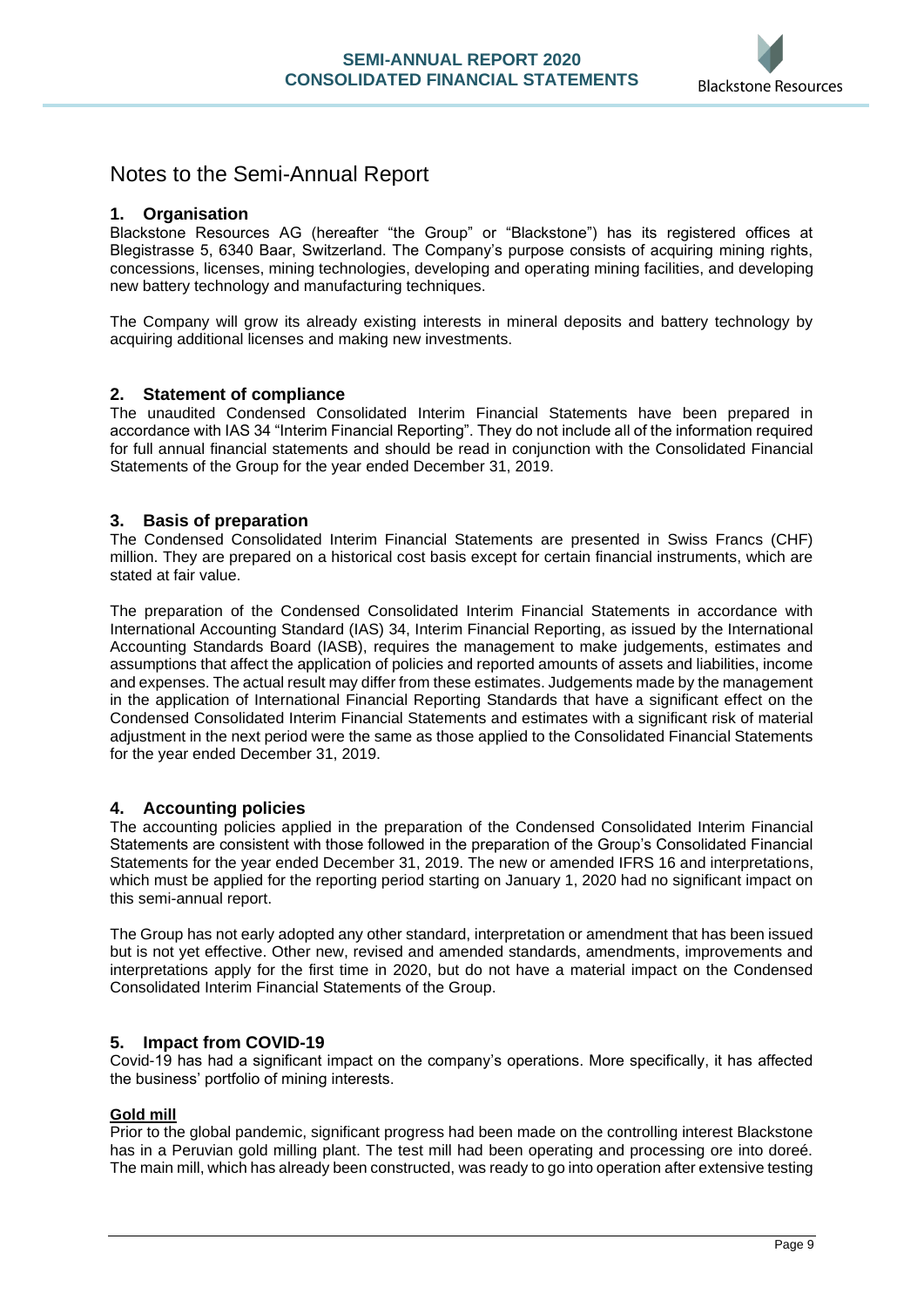# Notes to the Semi-Annual Report

## 1. Organisation

Blackstone Resources AG (hereafter "the Group" or "Blackstone") has its registered offices at Blegistrasse 5, 6340 Baar, Switzerland. The Company's purpose consists of acquiring mining rights, concessions, licenses, mining technologies, developing and operating mining facilities, and developing new battery technology and manufacturing techniques.

The Company will grow its already existing interests in mineral deposits and battery technology by acquiring additional licenses and making new investments.

## 2. Statement of compliance

The unaudited Condensed Consolidated Interim Financial Statements have been prepared in accordance with IAS 34 "Interim Financial Reporting". They do not include all of the information required for full annual financial statements and should be read in conjunction with the Consolidated Financial Statements of the Group for the year ended December 31, 2019.

## 3. Basis of preparation

The Condensed Consolidated Interim Financial Statements are presented in Swiss Francs (CHF) million. They are prepared on a historical cost basis except for certain financial instruments, which are stated at fair value.

The preparation of the Condensed Consolidated Interim Financial Statements in accordance with International Accounting Standard (IAS) 34, Interim Financial Reporting, as issued by the International Accounting Standards Board (IASB), requires the management to make judgements, estimates and assumptions that affect the application of policies and reported amounts of assets and liabilities, income and expenses. The actual result may differ from these estimates. Judgements made by the management in the application of International Financial Reporting Standards that have a significant effect on the Condensed Consolidated Interim Financial Statements and estimates with a significant risk of material adjustment in the next period were the same as those applied to the Consolidated Financial Statements for the year ended December 31, 2019.

## 4. Accounting policies

The accounting policies applied in the preparation of the Condensed Consolidated Interim Financial Statements are consistent with those followed in the preparation of the Group's Consolidated Financial Statements for the year ended December 31, 2019. The new or amended IFRS 16 and interpretations, which must be applied for the reporting period starting on January 1, 2020 had no significant impact on this semi-annual report.

The Group has not early adopted any other standard, interpretation or amendment that has been issued but is not yet effective. Other new, revised and amended standards, amendments, improvements and interpretations apply for the first time in 2020, but do not have a material impact on the Condensed Consolidated Interim Financial Statements of the Group.

## 5. Impact from COVID-19

Covid-19 has had a significant impact on the company's operations. More specifically, it has affected the business' portfolio of mining interests.

**Gold mill**

Prior to the global pandemic, significant progress had been made on the controlling interest Blackstone has in a Peruvian gold milling plant. The test mill had been operating and processing ore into doreé. The main mill, which has already been constructed, was ready to go into operation after extensive testing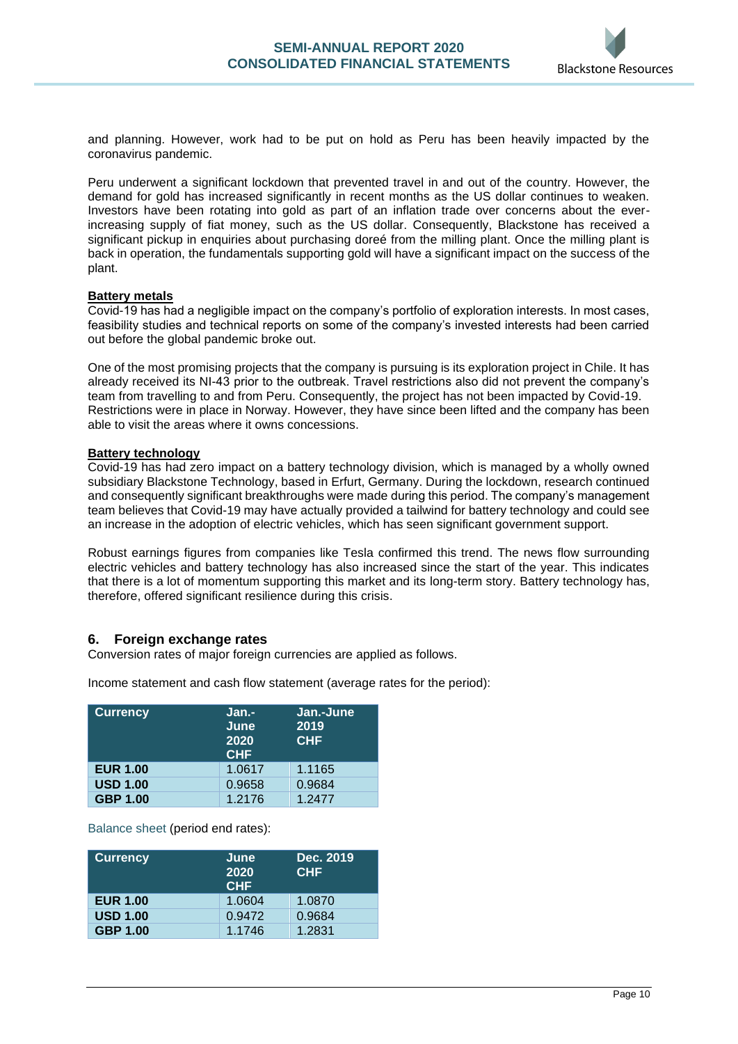and planning. However, work had to be put on hold as Peru has been heavily impacted by the coronavirus pandemic.

Peru underwent a significant lockdown that prevented travel in and out of the country. However, the demand for gold has increased significantly in recent months as the US dollar continues to weaken. Investors have been rotating into gold as part of an inflation trade over concerns about the ever-increasing supply of fiat money, such as the US dollar. Consequently, Blackstone has received a significant pickup in enquiries about purchasing doreé from the milling plant. Once the milling plant is back in operation, the fundamentals supporting gold will have a significant impact on the success of the plant.

**Battery metals**

Covid-19 has had a negligible impact on the company's portfolio of exploration interests. In most cases, feasibility studies and technical reports on some of the company's invested interests had been carried out before the global pandemic broke out.

One of the most promising projects that the company is pursuing is its exploration project in Chile. It has already received its NI-43 prior to the outbreak. Travel restrictions also did not prevent the company's team from travelling to and from Peru. Consequently, the project has not been impacted by Covid-19. Restrictions were in place in Norway. However, they have since been lifted and the company has been able to visit the areas where it owns concessions.

**Battery technology**

Covid-19 has had zero impact on a battery technology division, which is managed by a wholly owned subsidiary Blackstone Technology, based in Erfurt, Germany. During the lockdown, research continued and consequently significant breakthroughs were made during this period. The company's management team believes that Covid-19 may have actually provided a tailwind for battery technology and could see an increase in the adoption of electric vehicles, which has seen significant government support.

Robust earnings figures from companies like Tesla confirmed this trend. The news flow surrounding electric vehicles and battery technology has also increased since the start of the year. This indicates that there is a lot of momentum supporting this market and its long-term story. Battery technology has, therefore, offered significant resilience during this crisis.

## 6. Foreign exchange rates

Conversion rates of major foreign currencies are applied as follows.

Income statement and cash flow statement (average rates for the period):

| Currency | Jan.-June 2020 CHF | Jan.-June 2019 CHF |
|---|---|---|
| **EUR 1.00** | 1.0617 | 1.1165 |
| **USD 1.00** | 0.9658 | 0.9684 |
| **GBP 1.00** | 1.2176 | 1.2477 |

Balance sheet (period end rates):

| Currency | June 2020 CHF | Dec. 2019 CHF |
|---|---|---|
| **EUR 1.00** | 1.0604 | 1.0870 |
| **USD 1.00** | 0.9472 | 0.9684 |
| **GBP 1.00** | 1.1746 | 1.2831 |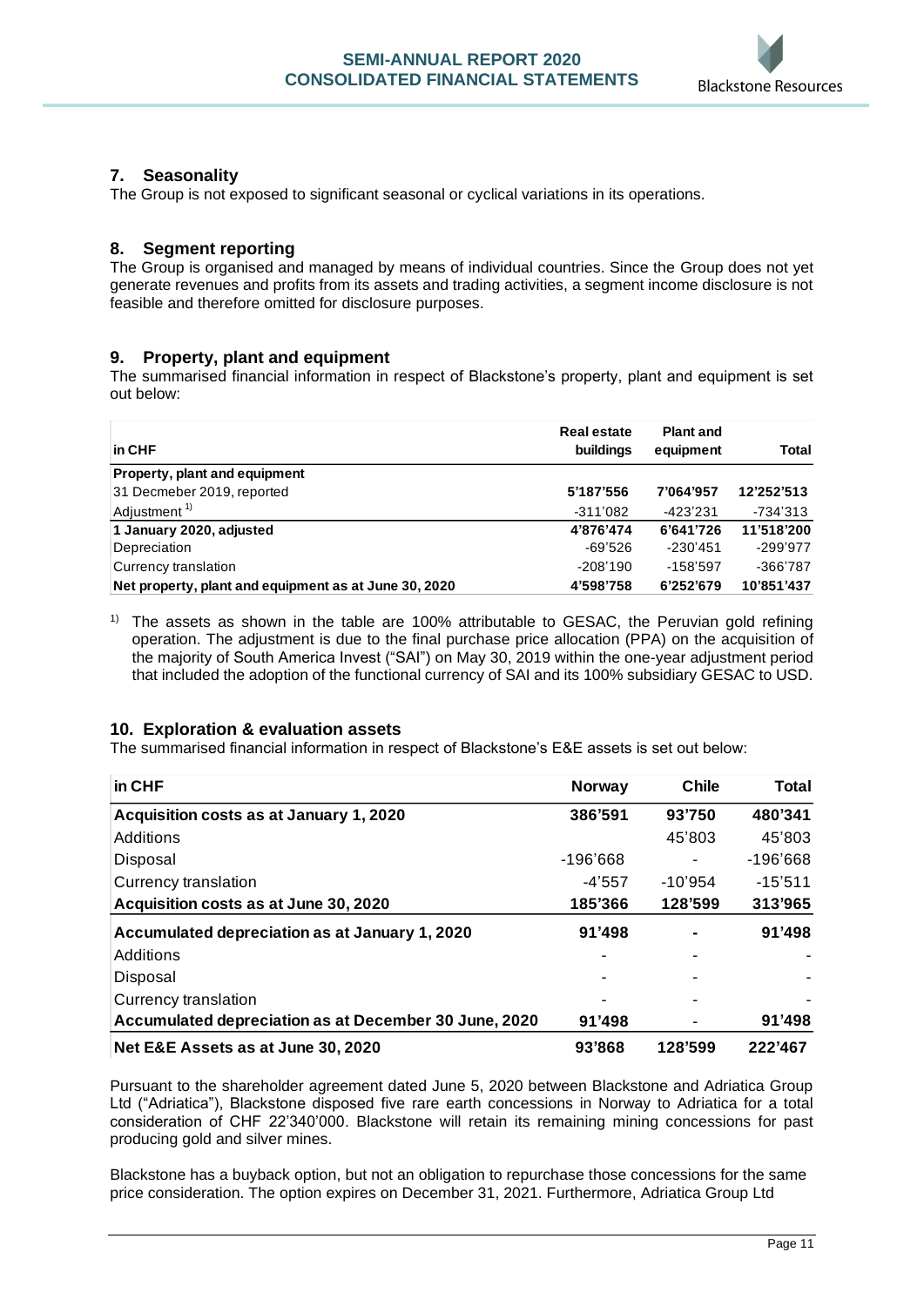## 7. Seasonality

The Group is not exposed to significant seasonal or cyclical variations in its operations.

## 8. Segment reporting

The Group is organised and managed by means of individual countries. Since the Group does not yet generate revenues and profits from its assets and trading activities, a segment income disclosure is not feasible and therefore omitted for disclosure purposes.

## 9. Property, plant and equipment

The summarised financial information in respect of Blackstone's property, plant and equipment is set out below:

| in CHF | Real estate buildings | Plant and equipment | Total |
|---|---|---|---|
| **Property, plant and equipment** | | | |
| 31 Decmeber 2019, reported | **5'187'556** | **7'064'957** | **12'252'513** |
| Adjustment [1] | -311'082 | -423'231 | -734'313 |
| **1 January 2020, adjusted** | **4'876'474** | **6'641'726** | **11'518'200** |
| Depreciation | -69'526 | -230'451 | -299'977 |
| Currency translation | -208'190 | -158'597 | -366'787 |
| **Net property, plant and equipment as at June 30, 2020** | **4'598'758** | **6'252'679** | **10'851'437** |

[1] The assets as shown in the table are 100% attributable to GESAC, the Peruvian gold refining operation. The adjustment is due to the final purchase price allocation (PPA) on the acquisition of the majority of South America Invest ("SAI") on May 30, 2019 within the one-year adjustment period that included the adoption of the functional currency of SAI and its 100% subsidiary GESAC to USD.

## 10. Exploration & evaluation assets

The summarised financial information in respect of Blackstone's E&E assets is set out below:

| in CHF | Norway | Chile | Total |
|---|---|---|---|
| **Acquisition costs as at January 1, 2020** | **386'591** | **93'750** | **480'341** |
| Additions | | 45'803 | 45'803 |
| Disposal | -196'668 | - | -196'668 |
| Currency translation | -4'557 | -10'954 | -15'511 |
| **Acquisition costs as at June 30, 2020** | **185'366** | **128'599** | **313'965** |
| **Accumulated depreciation as at January 1, 2020** | **91'498** | **-** | **91'498** |
| Additions | - | - | - |
| Disposal | - | - | - |
| Currency translation | - | - | - |
| **Accumulated depreciation as at December 30 June, 2020** | **91'498** | - | **91'498** |
| **Net E&E Assets as at June 30, 2020** | **93'868** | **128'599** | **222'467** |

Pursuant to the shareholder agreement dated June 5, 2020 between Blackstone and Adriatica Group Ltd ("Adriatica"), Blackstone disposed five rare earth concessions in Norway to Adriatica for a total consideration of CHF 22'340'000. Blackstone will retain its remaining mining concessions for past producing gold and silver mines.

Blackstone has a buyback option, but not an obligation to repurchase those concessions for the same price consideration. The option expires on December 31, 2021. Furthermore, Adriatica Group Ltd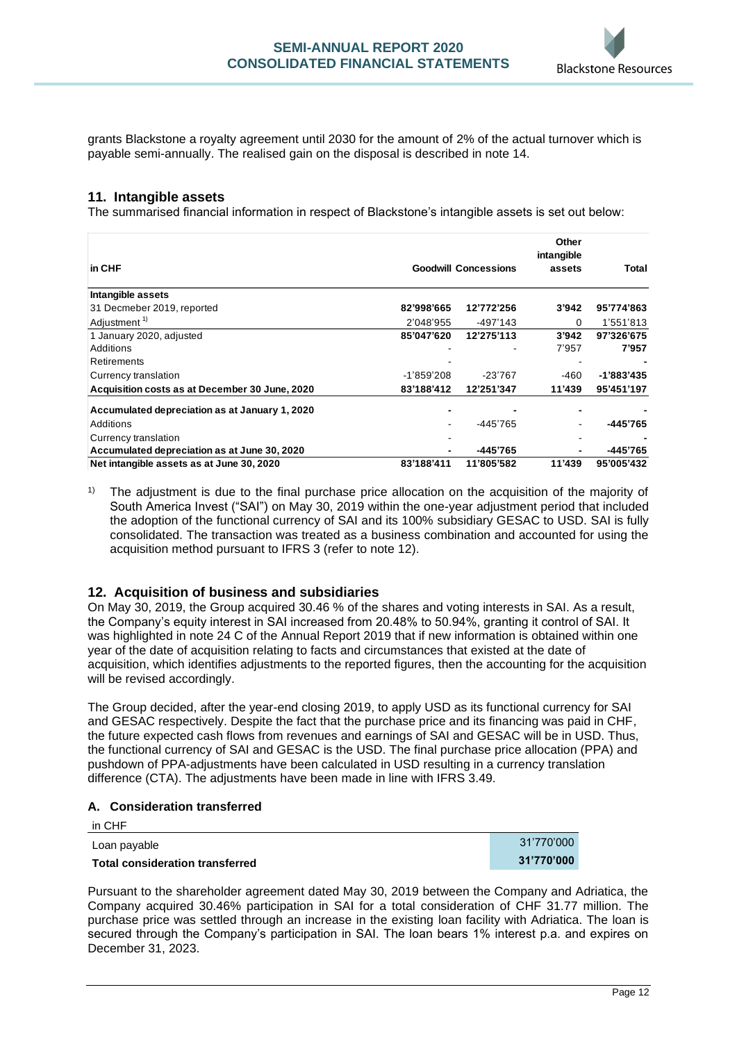grants Blackstone a royalty agreement until 2030 for the amount of 2% of the actual turnover which is payable semi-annually. The realised gain on the disposal is described in note 14.

## 11. Intangible assets

The summarised financial information in respect of Blackstone's intangible assets is set out below:

| in CHF | Goodwill | Concessions | Other intangible assets | Total |
|---|---|---|---|---|
| **Intangible assets** | | | | |
| 31 Decmeber 2019, reported | **82'998'665** | **12'772'256** | **3'942** | **95'774'863** |
| Adjustment [1] | 2'048'955 | -497'143 | 0 | 1'551'813 |
| 1 January 2020, adjusted | **85'047'620** | **12'275'113** | **3'942** | **97'326'675** |
| Additions | - | - | 7'957 | **7'957** |
| Retirements | - | | - | **-** |
| Currency translation | -1'859'208 | -23'767 | -460 | **-1'883'435** |
| **Acquisition costs as at December 30 June, 2020** | **83'188'412** | **12'251'347** | **11'439** | **95'451'197** |
| **Accumulated depreciation as at January 1, 2020** | **-** | **-** | **-** | **-** |
| Additions | - | -445'765 | - | **-445'765** |
| Currency translation | - | | - | **-** |
| **Accumulated depreciation as at June 30, 2020** | **-** | **-445'765** | **-** | **-445'765** |
| **Net intangible assets as at June 30, 2020** | **83'188'411** | **11'805'582** | **11'439** | **95'005'432** |

[1] The adjustment is due to the final purchase price allocation on the acquisition of the majority of South America Invest ("SAI") on May 30, 2019 within the one-year adjustment period that included the adoption of the functional currency of SAI and its 100% subsidiary GESAC to USD. SAI is fully consolidated. The transaction was treated as a business combination and accounted for using the acquisition method pursuant to IFRS 3 (refer to note 12).

## 12. Acquisition of business and subsidiaries

On May 30, 2019, the Group acquired 30.46 % of the shares and voting interests in SAI. As a result, the Company's equity interest in SAI increased from 20.48% to 50.94%, granting it control of SAI. It was highlighted in note 24 C of the Annual Report 2019 that if new information is obtained within one year of the date of acquisition relating to facts and circumstances that existed at the date of acquisition, which identifies adjustments to the reported figures, then the accounting for the acquisition will be revised accordingly.

The Group decided, after the year-end closing 2019, to apply USD as its functional currency for SAI and GESAC respectively. Despite the fact that the purchase price and its financing was paid in CHF, the future expected cash flows from revenues and earnings of SAI and GESAC will be in USD. Thus, the functional currency of SAI and GESAC is the USD. The final purchase price allocation (PPA) and pushdown of PPA-adjustments have been calculated in USD resulting in a currency translation difference (CTA). The adjustments have been made in line with IFRS 3.49.

### A. Consideration transferred

| in CHF | |
|---|---|
| Loan payable | 31'770'000 |
| **Total consideration transferred** | **31'770'000** |

Pursuant to the shareholder agreement dated May 30, 2019 between the Company and Adriatica, the Company acquired 30.46% participation in SAI for a total consideration of CHF 31.77 million. The purchase price was settled through an increase in the existing loan facility with Adriatica. The loan is secured through the Company's participation in SAI. The loan bears 1% interest p.a. and expires on December 31, 2023.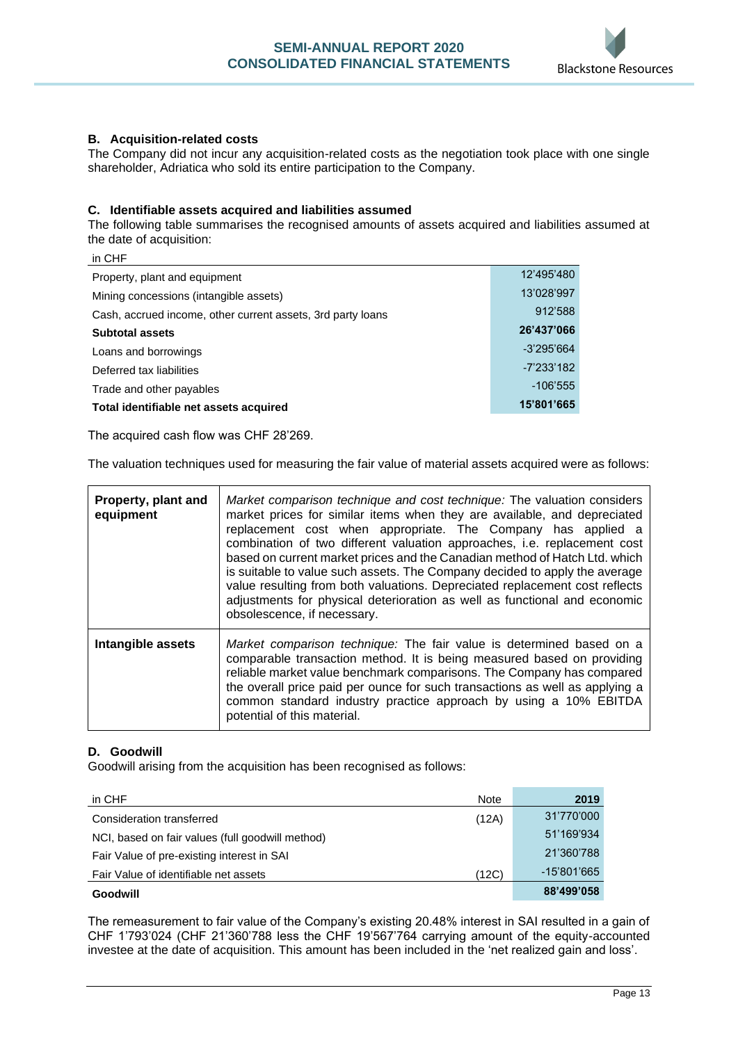### B. Acquisition-related costs

The Company did not incur any acquisition-related costs as the negotiation took place with one single shareholder, Adriatica who sold its entire participation to the Company.

### C. Identifiable assets acquired and liabilities assumed

The following table summarises the recognised amounts of assets acquired and liabilities assumed at the date of acquisition:

| in CHF | |
|---|---:|
| Property, plant and equipment | 12'495'480 |
| Mining concessions (intangible assets) | 13'028'997 |
| Cash, accrued income, other current assets, 3rd party loans | 912'588 |
| **Subtotal assets** | **26'437'066** |
| Loans and borrowings | -3'295'664 |
| Deferred tax liabilities | -7'233'182 |
| Trade and other payables | -106'555 |
| **Total identifiable net assets acquired** | **15'801'665** |

The acquired cash flow was CHF 28'269.

The valuation techniques used for measuring the fair value of material assets acquired were as follows:

| | |
|---|---|
| **Property, plant and equipment** | *Market comparison technique and cost technique:* The valuation considers market prices for similar items when they are available, and depreciated replacement cost when appropriate. The Company has applied a combination of two different valuation approaches, i.e. replacement cost based on current market prices and the Canadian method of Hatch Ltd. which is suitable to value such assets. The Company decided to apply the average value resulting from both valuations. Depreciated replacement cost reflects adjustments for physical deterioration as well as functional and economic obsolescence, if necessary. |
| **Intangible assets** | *Market comparison technique:* The fair value is determined based on a comparable transaction method. It is being measured based on providing reliable market value benchmark comparisons. The Company has compared the overall price paid per ounce for such transactions as well as applying a common standard industry practice approach by using a 10% EBITDA potential of this material. |

### D. Goodwill

Goodwill arising from the acquisition has been recognised as follows:

| in CHF | Note | 2019 |
|---|---|---:|
| Consideration transferred | (12A) | 31'770'000 |
| NCI, based on fair values (full goodwill method) | | 51'169'934 |
| Fair Value of pre-existing interest in SAI | | 21'360'788 |
| Fair Value of identifiable net assets | (12C) | -15'801'665 |
| **Goodwill** | | **88'499'058** |

The remeasurement to fair value of the Company's existing 20.48% interest in SAI resulted in a gain of CHF 1'793'024 (CHF 21'360'788 less the CHF 19'567'764 carrying amount of the equity-accounted investee at the date of acquisition. This amount has been included in the 'net realized gain and loss'.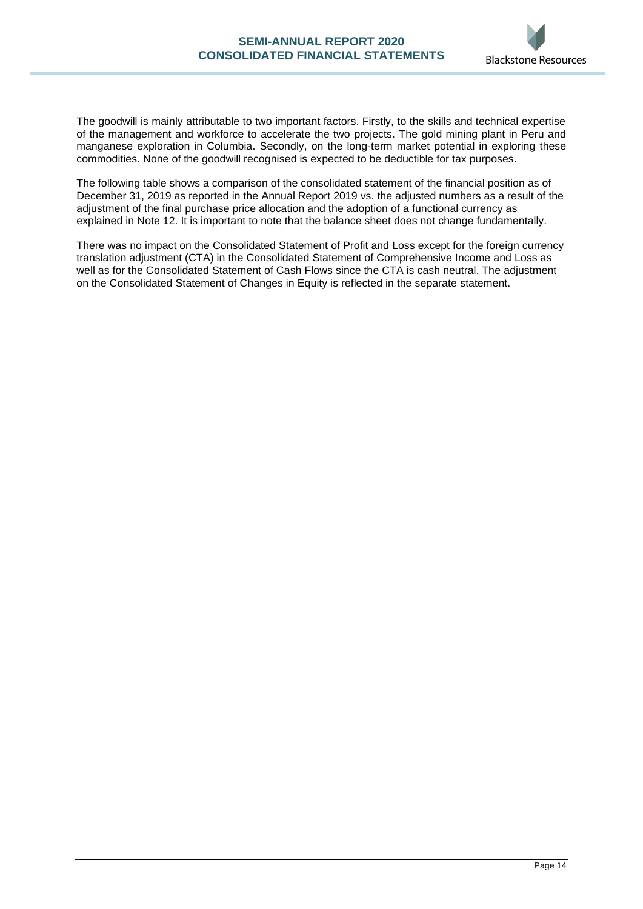The goodwill is mainly attributable to two important factors. Firstly, to the skills and technical expertise of the management and workforce to accelerate the two projects. The gold mining plant in Peru and manganese exploration in Columbia. Secondly, on the long-term market potential in exploring these commodities. None of the goodwill recognised is expected to be deductible for tax purposes.

The following table shows a comparison of the consolidated statement of the financial position as of December 31, 2019 as reported in the Annual Report 2019 vs. the adjusted numbers as a result of the adjustment of the final purchase price allocation and the adoption of a functional currency as explained in Note 12. It is important to note that the balance sheet does not change fundamentally.

There was no impact on the Consolidated Statement of Profit and Loss except for the foreign currency translation adjustment (CTA) in the Consolidated Statement of Comprehensive Income and Loss as well as for the Consolidated Statement of Cash Flows since the CTA is cash neutral. The adjustment on the Consolidated Statement of Changes in Equity is reflected in the separate statement.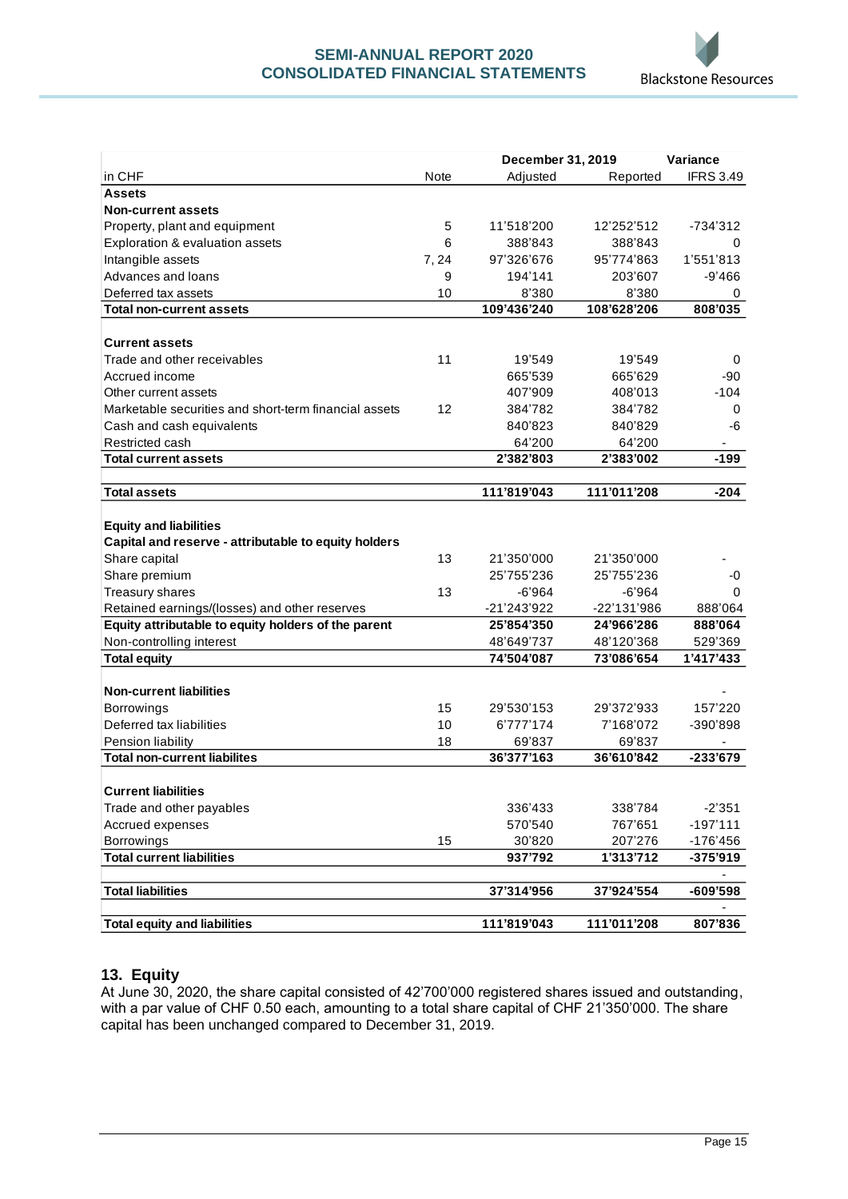| in CHF | Note | December 31, 2019 Adjusted | Reported | Variance IFRS 3.49 |
|---|---|---|---|---|
| **Assets** | | | | |
| **Non-current assets** | | | | |
| Property, plant and equipment | 5 | 11'518'200 | 12'252'512 | -734'312 |
| Exploration & evaluation assets | 6 | 388'843 | 388'843 | 0 |
| Intangible assets | 7, 24 | 97'326'676 | 95'774'863 | 1'551'813 |
| Advances and loans | 9 | 194'141 | 203'607 | -9'466 |
| Deferred tax assets | 10 | 8'380 | 8'380 | 0 |
| **Total non-current assets** | | **109'436'240** | **108'628'206** | **808'035** |
| | | | | |
| **Current assets** | | | | |
| Trade and other receivables | 11 | 19'549 | 19'549 | 0 |
| Accrued income | | 665'539 | 665'629 | -90 |
| Other current assets | | 407'909 | 408'013 | -104 |
| Marketable securities and short-term financial assets | 12 | 384'782 | 384'782 | 0 |
| Cash and cash equivalents | | 840'823 | 840'829 | -6 |
| Restricted cash | | 64'200 | 64'200 | - |
| **Total current assets** | | **2'382'803** | **2'383'002** | **-199** |
| | | | | |
| **Total assets** | | **111'819'043** | **111'011'208** | **-204** |
| | | | | |
| **Equity and liabilities** | | | | |
| **Capital and reserve - attributable to equity holders** | | | | |
| Share capital | 13 | 21'350'000 | 21'350'000 | - |
| Share premium | | 25'755'236 | 25'755'236 | -0 |
| Treasury shares | 13 | -6'964 | -6'964 | 0 |
| Retained earnings/(losses) and other reserves | | -21'243'922 | -22'131'986 | 888'064 |
| **Equity attributable to equity holders of the parent** | | **25'854'350** | **24'966'286** | **888'064** |
| Non-controlling interest | | 48'649'737 | 48'120'368 | 529'369 |
| **Total equity** | | **74'504'087** | **73'086'654** | **1'417'433** |
| | | | | |
| **Non-current liabilities** | | | | - |
| Borrowings | 15 | 29'530'153 | 29'372'933 | 157'220 |
| Deferred tax liabilities | 10 | 6'777'174 | 7'168'072 | -390'898 |
| Pension liability | 18 | 69'837 | 69'837 | - |
| **Total non-current liabilites** | | **36'377'163** | **36'610'842** | **-233'679** |
| | | | | |
| **Current liabilities** | | | | |
| Trade and other payables | | 336'433 | 338'784 | -2'351 |
| Accrued expenses | | 570'540 | 767'651 | -197'111 |
| Borrowings | 15 | 30'820 | 207'276 | -176'456 |
| **Total current liabilities** | | **937'792** | **1'313'712** | **-375'919** |
| | | | | - |
| **Total liabilities** | | **37'314'956** | **37'924'554** | **-609'598** |
| | | | | - |
| **Total equity and liabilities** | | **111'819'043** | **111'011'208** | **807'836** |

## 13. Equity

At June 30, 2020, the share capital consisted of 42'700'000 registered shares issued and outstanding, with a par value of CHF 0.50 each, amounting to a total share capital of CHF 21'350'000. The share capital has been unchanged compared to December 31, 2019.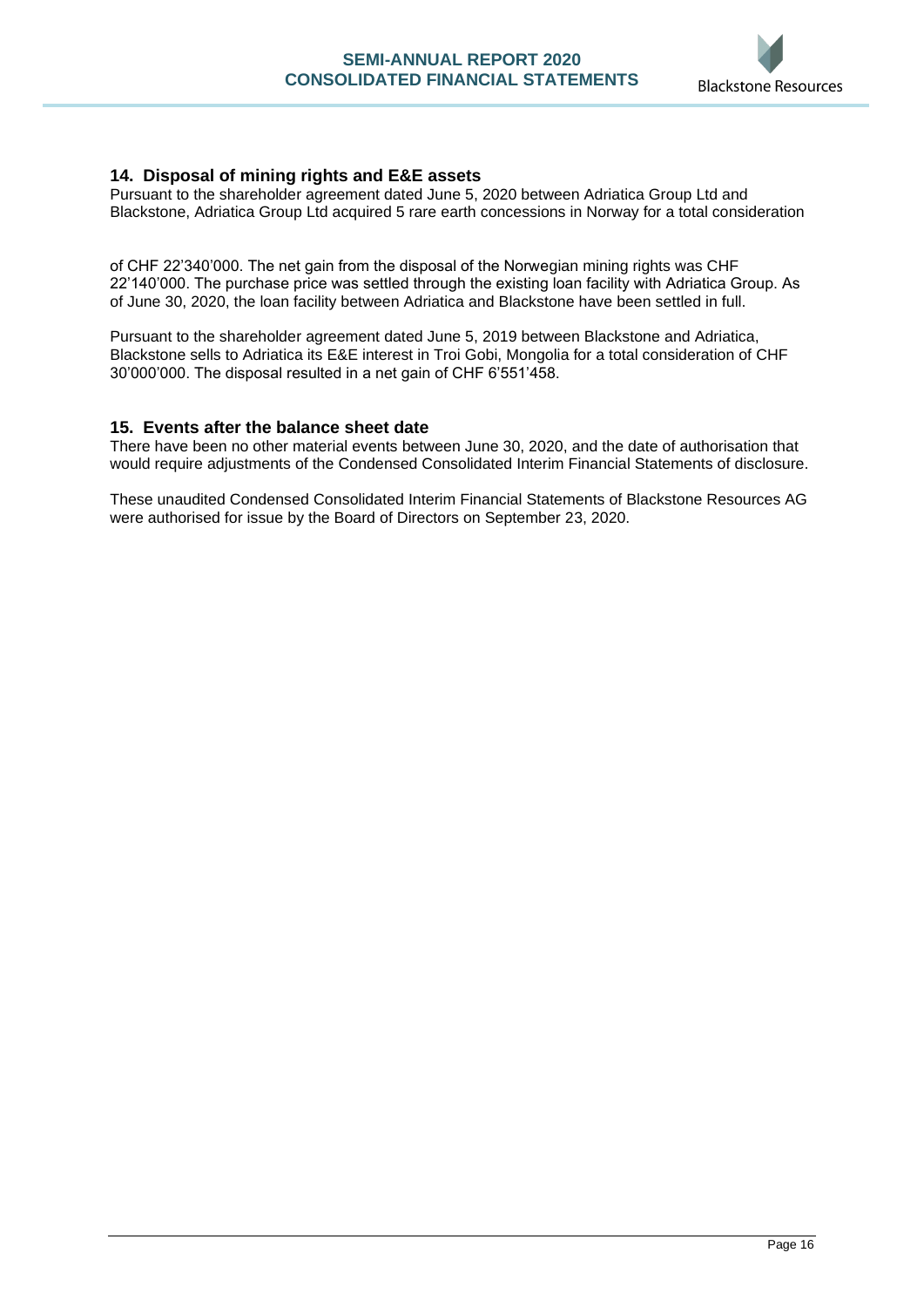## 14. Disposal of mining rights and E&E assets

Pursuant to the shareholder agreement dated June 5, 2020 between Adriatica Group Ltd and Blackstone, Adriatica Group Ltd acquired 5 rare earth concessions in Norway for a total consideration of CHF 22'340'000. The net gain from the disposal of the Norwegian mining rights was CHF 22'140'000. The purchase price was settled through the existing loan facility with Adriatica Group. As of June 30, 2020, the loan facility between Adriatica and Blackstone have been settled in full.

Pursuant to the shareholder agreement dated June 5, 2019 between Blackstone and Adriatica, Blackstone sells to Adriatica its E&E interest in Troi Gobi, Mongolia for a total consideration of CHF 30'000'000. The disposal resulted in a net gain of CHF 6'551'458.

## 15. Events after the balance sheet date

There have been no other material events between June 30, 2020, and the date of authorisation that would require adjustments of the Condensed Consolidated Interim Financial Statements of disclosure.

These unaudited Condensed Consolidated Interim Financial Statements of Blackstone Resources AG were authorised for issue by the Board of Directors on September 23, 2020.